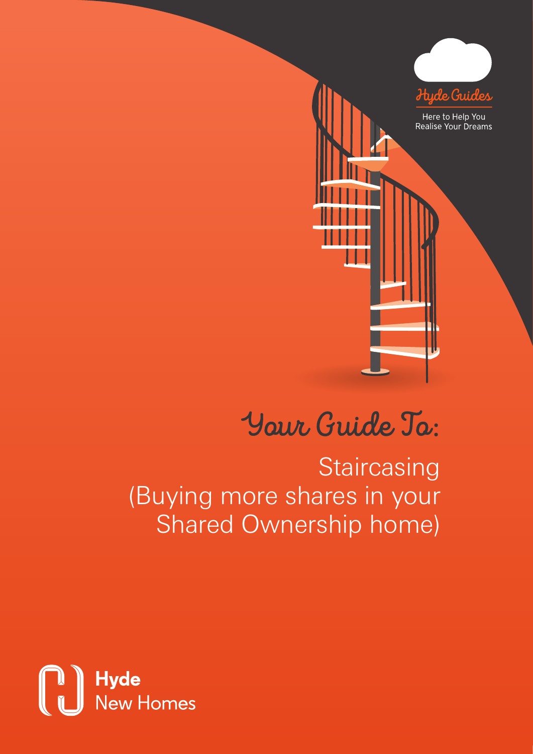Hyde Guides

Here to Help You Realise Your Dreams

# Your Guide To:

## Staircasing (Buying more shares in your Shared Ownership home)

**Hyde**
New Homes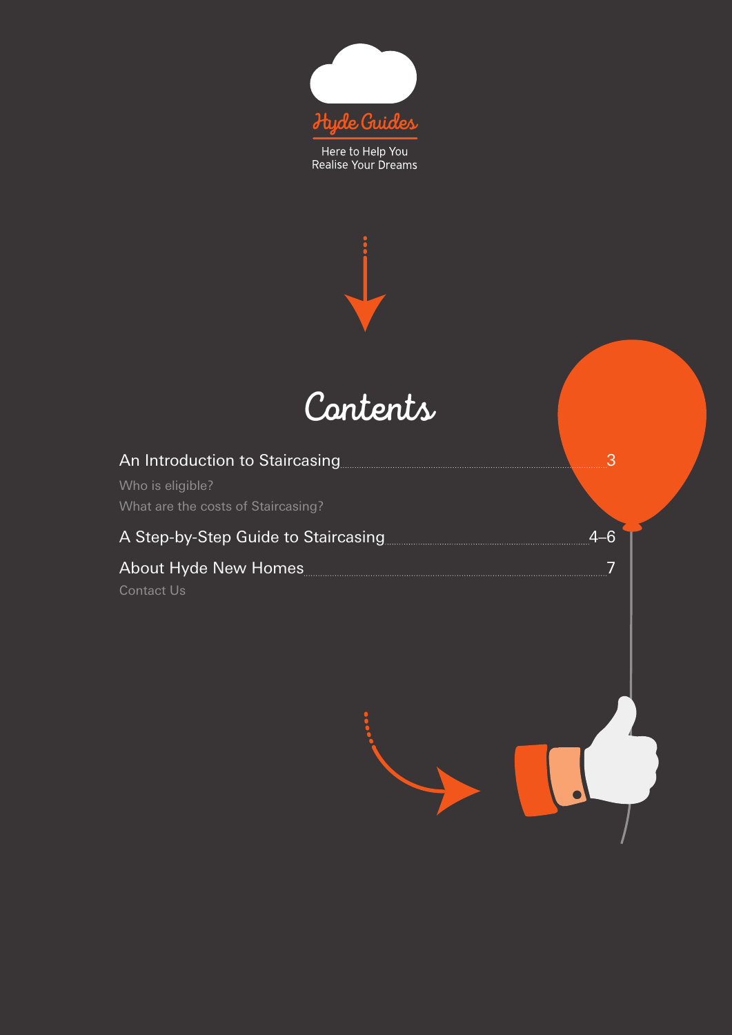Hyde Guides

Here to Help You
Realise Your Dreams

# Contents

An Introduction to Staircasing ..... 3

Who is eligible?

What are the costs of Staircasing?

A Step-by-Step Guide to Staircasing ..... 4–6

About Hyde New Homes ..... 7

Contact Us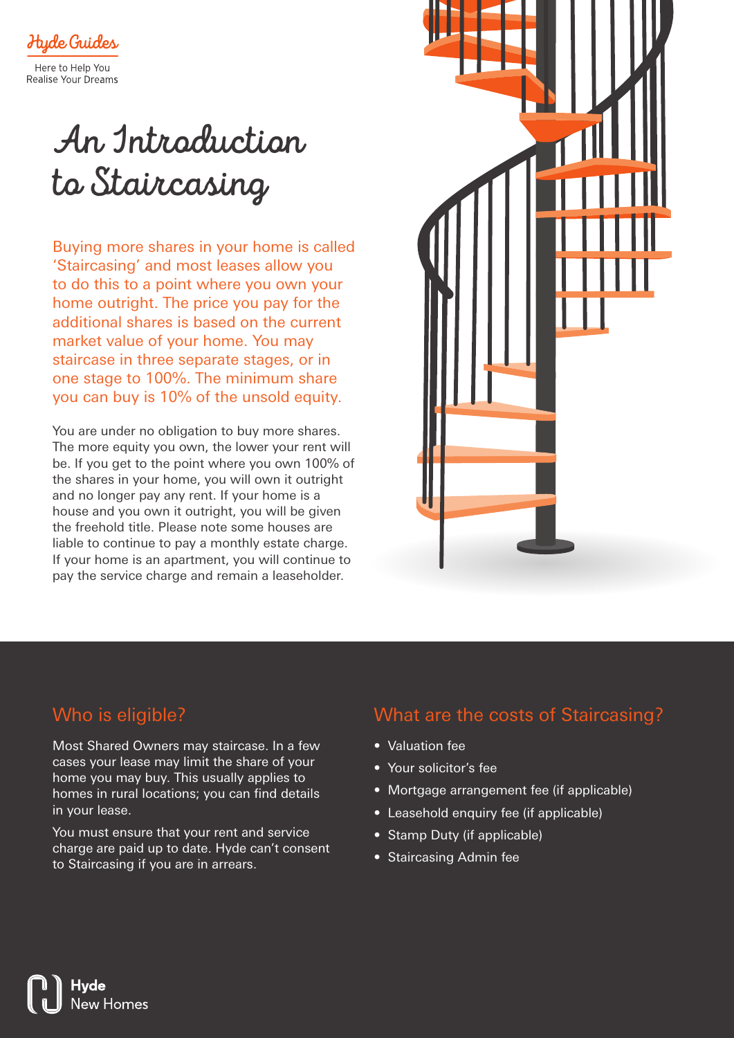Hyde Guides

Here to Help You Realise Your Dreams

# An Introduction to Staircasing

Buying more shares in your home is called 'Staircasing' and most leases allow you to do this to a point where you own your home outright. The price you pay for the additional shares is based on the current market value of your home. You may staircase in three separate stages, or in one stage to 100%. The minimum share you can buy is 10% of the unsold equity.

You are under no obligation to buy more shares. The more equity you own, the lower your rent will be. If you get to the point where you own 100% of the shares in your home, you will own it outright and no longer pay any rent. If your home is a house and you own it outright, you will be given the freehold title. Please note some houses are liable to continue to pay a monthly estate charge. If your home is an apartment, you will continue to pay the service charge and remain a leaseholder.

## Who is eligible?

Most Shared Owners may staircase. In a few cases your lease may limit the share of your home you may buy. This usually applies to homes in rural locations; you can find details in your lease.

You must ensure that your rent and service charge are paid up to date. Hyde can't consent to Staircasing if you are in arrears.

## What are the costs of Staircasing?

- Valuation fee
- Your solicitor's fee
- Mortgage arrangement fee (if applicable)
- Leasehold enquiry fee (if applicable)
- Stamp Duty (if applicable)
- Staircasing Admin fee

Hyde New Homes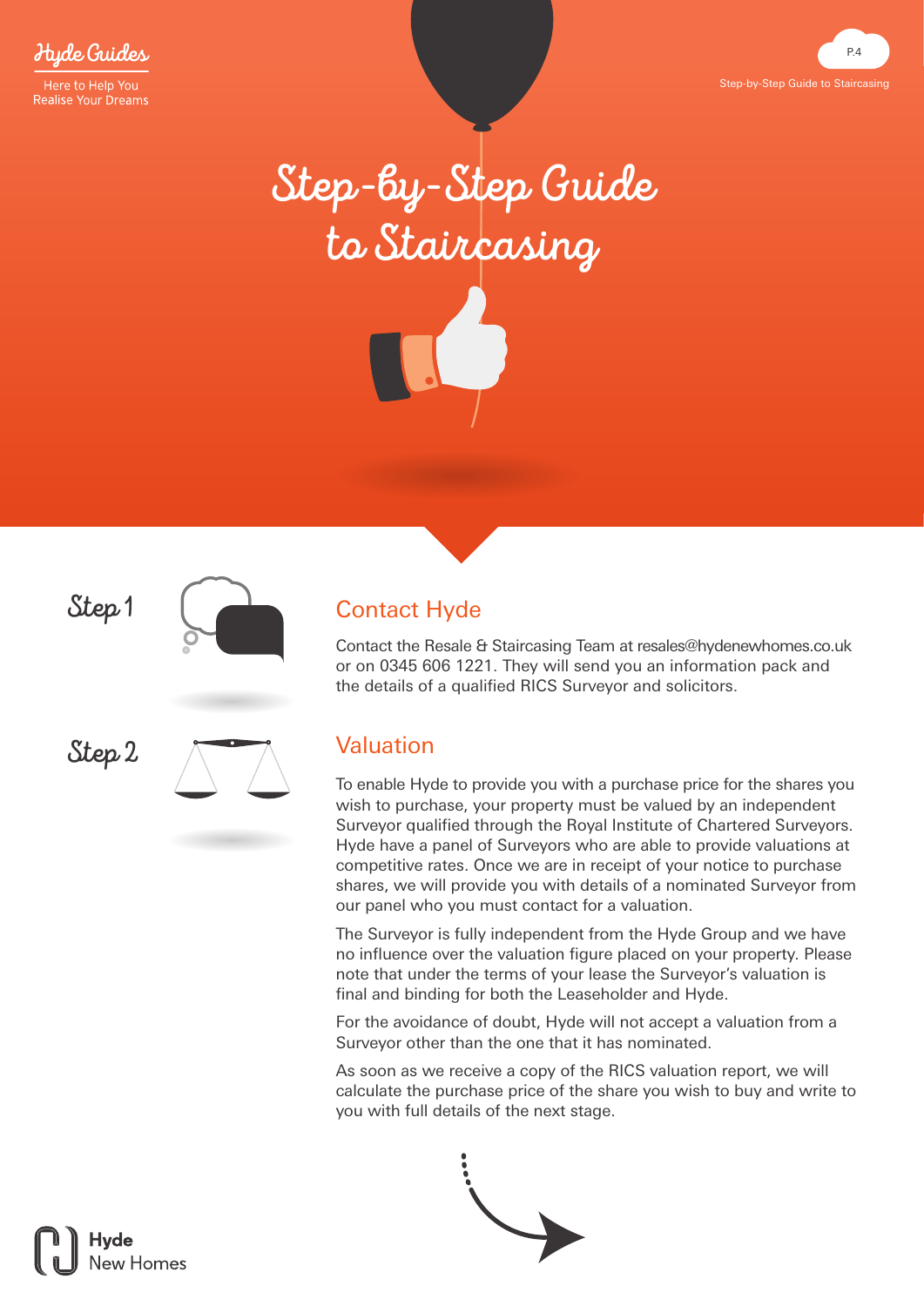# Step-by-Step Guide to Staircasing

Step 1

## Contact Hyde

Contact the Resale & Staircasing Team at resales@hydenewhomes.co.uk or on 0345 606 1221. They will send you an information pack and the details of a qualified RICS Surveyor and solicitors.

Step 2

## Valuation

To enable Hyde to provide you with a purchase price for the shares you wish to purchase, your property must be valued by an independent Surveyor qualified through the Royal Institute of Chartered Surveyors. Hyde have a panel of Surveyors who are able to provide valuations at competitive rates. Once we are in receipt of your notice to purchase shares, we will provide you with details of a nominated Surveyor from our panel who you must contact for a valuation.

The Surveyor is fully independent from the Hyde Group and we have no influence over the valuation figure placed on your property. Please note that under the terms of your lease the Surveyor's valuation is final and binding for both the Leaseholder and Hyde.

For the avoidance of doubt, Hyde will not accept a valuation from a Surveyor other than the one that it has nominated.

As soon as we receive a copy of the RICS valuation report, we will calculate the purchase price of the share you wish to buy and write to you with full details of the next stage.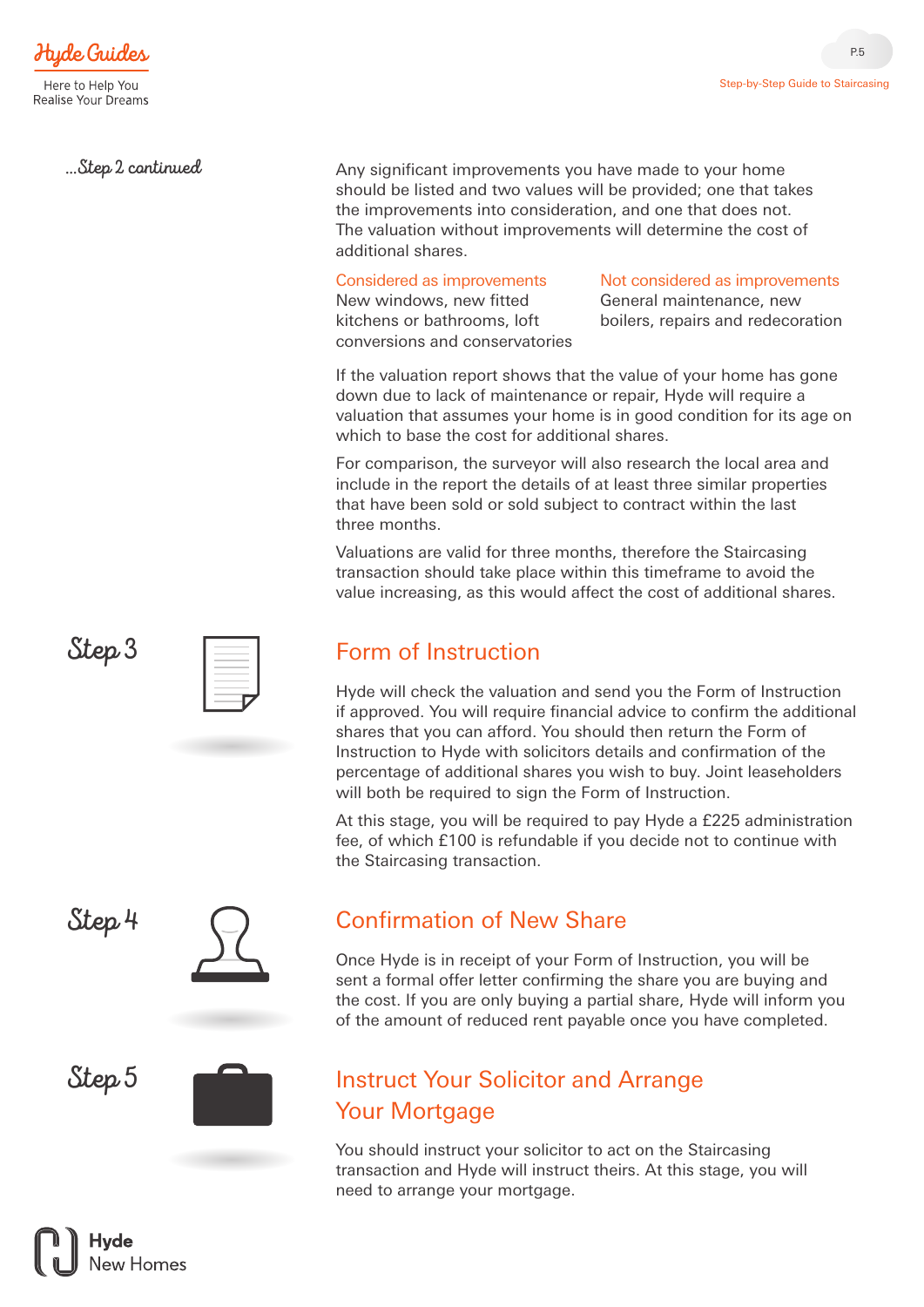…Step 2 continued

Any significant improvements you have made to your home should be listed and two values will be provided; one that takes the improvements into consideration, and one that does not. The valuation without improvements will determine the cost of additional shares.

Considered as improvements
New windows, new fitted kitchens or bathrooms, loft conversions and conservatories

Not considered as improvements
General maintenance, new boilers, repairs and redecoration

If the valuation report shows that the value of your home has gone down due to lack of maintenance or repair, Hyde will require a valuation that assumes your home is in good condition for its age on which to base the cost for additional shares.

For comparison, the surveyor will also research the local area and include in the report the details of at least three similar properties that have been sold or sold subject to contract within the last three months.

Valuations are valid for three months, therefore the Staircasing transaction should take place within this timeframe to avoid the value increasing, as this would affect the cost of additional shares.

## Step 3

### Form of Instruction

Hyde will check the valuation and send you the Form of Instruction if approved. You will require financial advice to confirm the additional shares that you can afford. You should then return the Form of Instruction to Hyde with solicitors details and confirmation of the percentage of additional shares you wish to buy. Joint leaseholders will both be required to sign the Form of Instruction.

At this stage, you will be required to pay Hyde a £225 administration fee, of which £100 is refundable if you decide not to continue with the Staircasing transaction.

## Step 4

### Confirmation of New Share

Once Hyde is in receipt of your Form of Instruction, you will be sent a formal offer letter confirming the share you are buying and the cost. If you are only buying a partial share, Hyde will inform you of the amount of reduced rent payable once you have completed.

## Step 5

### Instruct Your Solicitor and Arrange Your Mortgage

You should instruct your solicitor to act on the Staircasing transaction and Hyde will instruct theirs. At this stage, you will need to arrange your mortgage.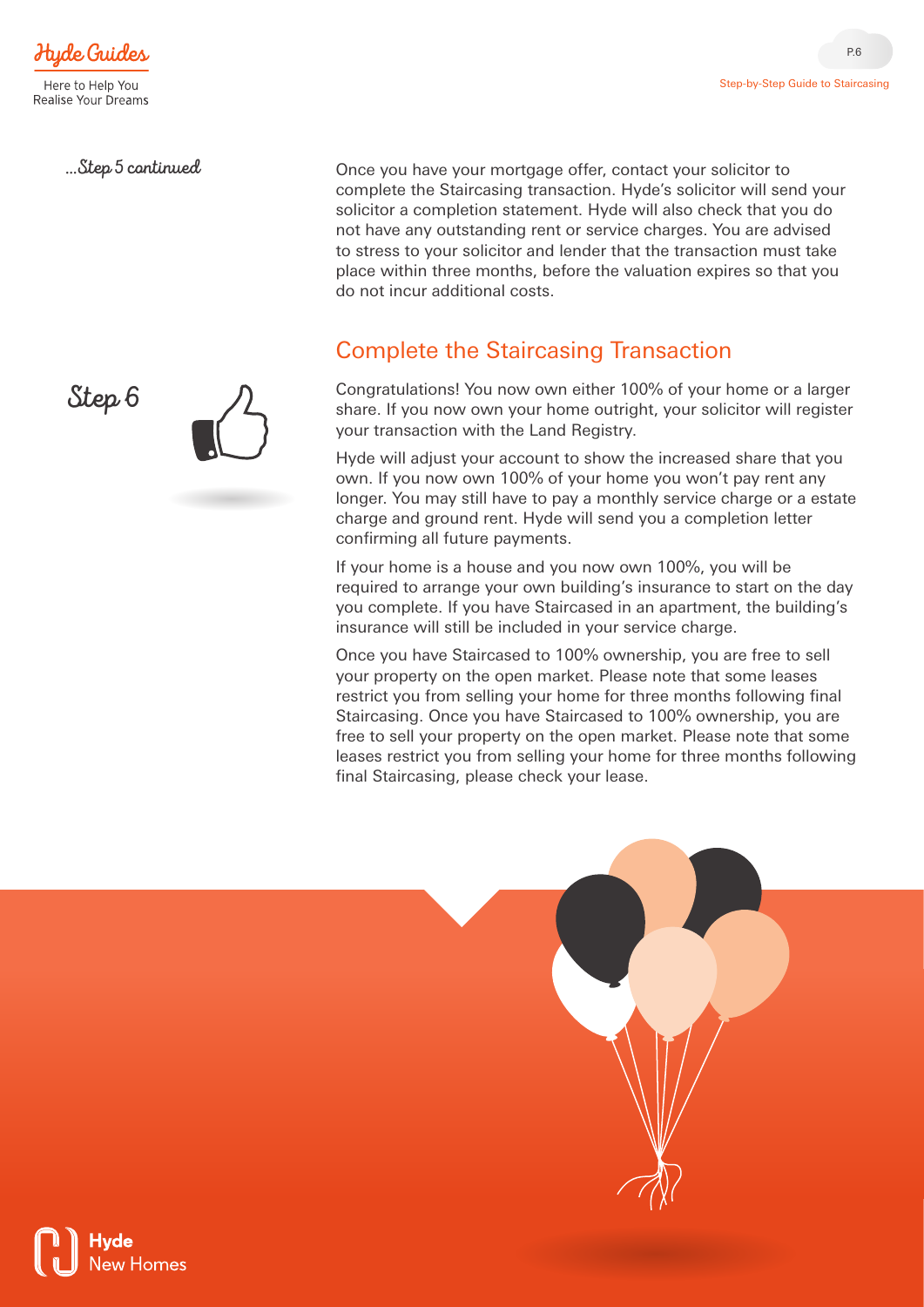...Step 5 continued

Once you have your mortgage offer, contact your solicitor to complete the Staircasing transaction. Hyde's solicitor will send your solicitor a completion statement. Hyde will also check that you do not have any outstanding rent or service charges. You are advised to stress to your solicitor and lender that the transaction must take place within three months, before the valuation expires so that you do not incur additional costs.

## Complete the Staircasing Transaction

Step 6

Congratulations! You now own either 100% of your home or a larger share. If you now own your home outright, your solicitor will register your transaction with the Land Registry.

Hyde will adjust your account to show the increased share that you own. If you now own 100% of your home you won't pay rent any longer. You may still have to pay a monthly service charge or a estate charge and ground rent. Hyde will send you a completion letter confirming all future payments.

If your home is a house and you now own 100%, you will be required to arrange your own building's insurance to start on the day you complete. If you have Staircased in an apartment, the building's insurance will still be included in your service charge.

Once you have Staircased to 100% ownership, you are free to sell your property on the open market. Please note that some leases restrict you from selling your home for three months following final Staircasing. Once you have Staircased to 100% ownership, you are free to sell your property on the open market. Please note that some leases restrict you from selling your home for three months following final Staircasing, please check your lease.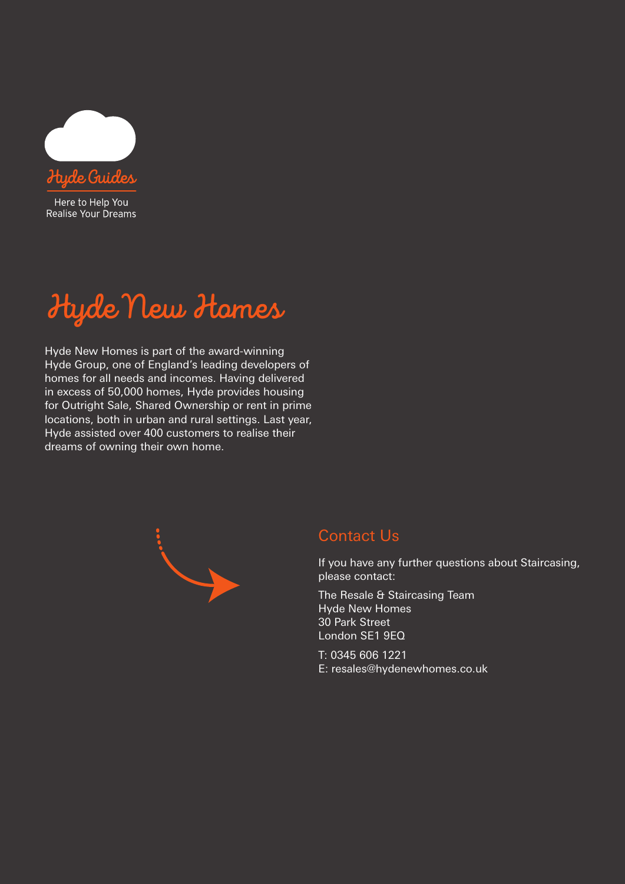Hyde Guides

Here to Help You
Realise Your Dreams

# Hyde New Homes

Hyde New Homes is part of the award-winning Hyde Group, one of England's leading developers of homes for all needs and incomes. Having delivered in excess of 50,000 homes, Hyde provides housing for Outright Sale, Shared Ownership or rent in prime locations, both in urban and rural settings. Last year, Hyde assisted over 400 customers to realise their dreams of owning their own home.

## Contact Us

If you have any further questions about Staircasing, please contact:

The Resale & Staircasing Team
Hyde New Homes
30 Park Street
London SE1 9EQ

T: 0345 606 1221
E: resales@hydenewhomes.co.uk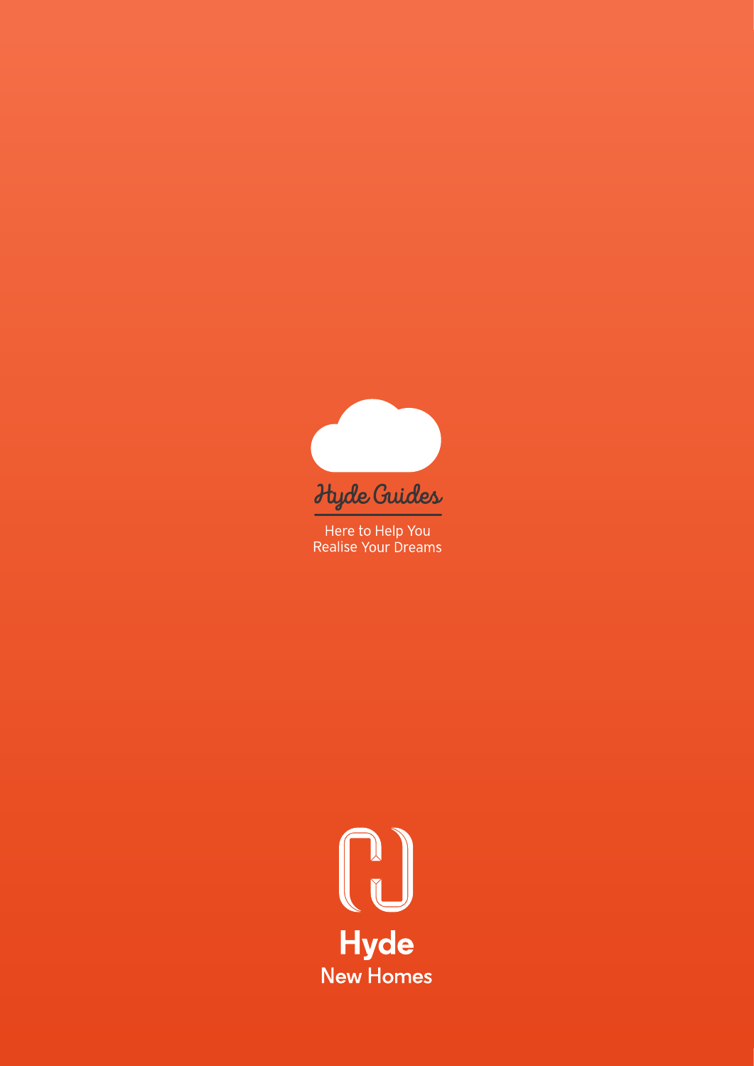Hyde Guides

Here to Help You
Realise Your Dreams

Hyde
New Homes